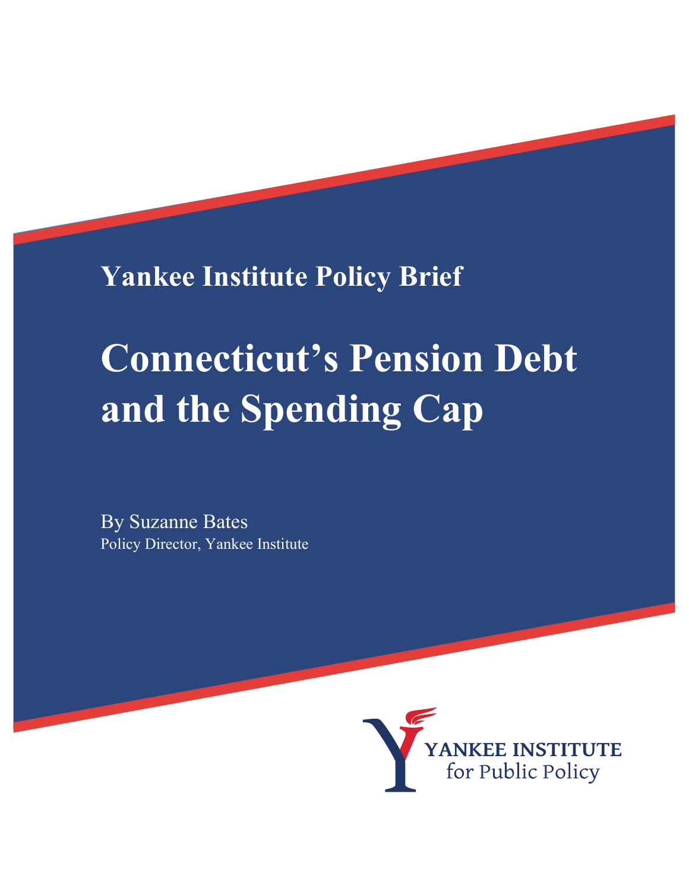Yankee Institute Policy Brief

# Connecticut's Pension Debt and the Spending Cap

By Suzanne Bates
Policy Director, Yankee Institute

YANKEE INSTITUTE
for Public Policy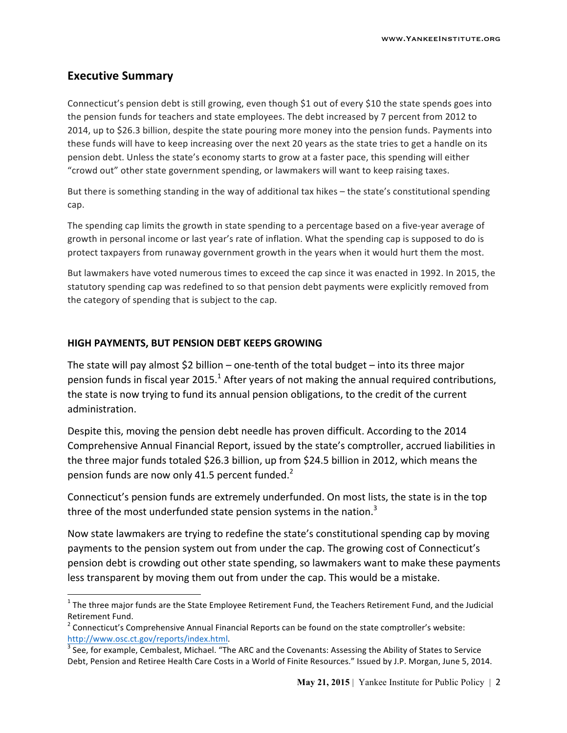## Executive Summary

Connecticut's pension debt is still growing, even though $1 out of every $10 the state spends goes into the pension funds for teachers and state employees. The debt increased by 7 percent from 2012 to 2014, up to $26.3 billion, despite the state pouring more money into the pension funds. Payments into these funds will have to keep increasing over the next 20 years as the state tries to get a handle on its pension debt. Unless the state's economy starts to grow at a faster pace, this spending will either "crowd out" other state government spending, or lawmakers will want to keep raising taxes.

But there is something standing in the way of additional tax hikes – the state's constitutional spending cap.

The spending cap limits the growth in state spending to a percentage based on a five-year average of growth in personal income or last year's rate of inflation. What the spending cap is supposed to do is protect taxpayers from runaway government growth in the years when it would hurt them the most.

But lawmakers have voted numerous times to exceed the cap since it was enacted in 1992. In 2015, the statutory spending cap was redefined to so that pension debt payments were explicitly removed from the category of spending that is subject to the cap.

### HIGH PAYMENTS, BUT PENSION DEBT KEEPS GROWING

The state will pay almost $2 billion – one-tenth of the total budget – into its three major pension funds in fiscal year 2015.[1] After years of not making the annual required contributions, the state is now trying to fund its annual pension obligations, to the credit of the current administration.

Despite this, moving the pension debt needle has proven difficult. According to the 2014 Comprehensive Annual Financial Report, issued by the state's comptroller, accrued liabilities in the three major funds totaled $26.3 billion, up from $24.5 billion in 2012, which means the pension funds are now only 41.5 percent funded.[2]

Connecticut's pension funds are extremely underfunded. On most lists, the state is in the top three of the most underfunded state pension systems in the nation.[3]

Now state lawmakers are trying to redefine the state's constitutional spending cap by moving payments to the pension system out from under the cap. The growing cost of Connecticut's pension debt is crowding out other state spending, so lawmakers want to make these payments less transparent by moving them out from under the cap. This would be a mistake.

---

[1] The three major funds are the State Employee Retirement Fund, the Teachers Retirement Fund, and the Judicial Retirement Fund.

[2] Connecticut's Comprehensive Annual Financial Reports can be found on the state comptroller's website: http://www.osc.ct.gov/reports/index.html.

[3] See, for example, Cembalest, Michael. "The ARC and the Covenants: Assessing the Ability of States to Service Debt, Pension and Retiree Health Care Costs in a World of Finite Resources." Issued by J.P. Morgan, June 5, 2014.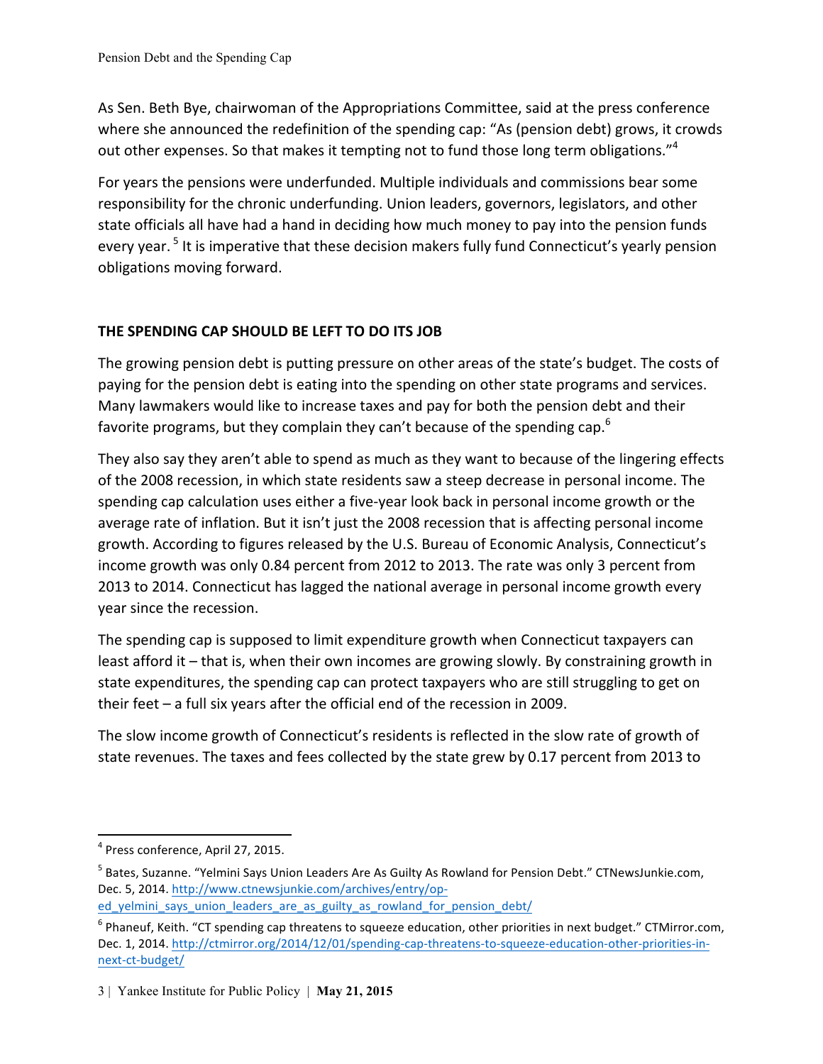As Sen. Beth Bye, chairwoman of the Appropriations Committee, said at the press conference where she announced the redefinition of the spending cap: "As (pension debt) grows, it crowds out other expenses. So that makes it tempting not to fund those long term obligations."[4]

For years the pensions were underfunded. Multiple individuals and commissions bear some responsibility for the chronic underfunding. Union leaders, governors, legislators, and other state officials all have had a hand in deciding how much money to pay into the pension funds every year.[5] It is imperative that these decision makers fully fund Connecticut's yearly pension obligations moving forward.

## THE SPENDING CAP SHOULD BE LEFT TO DO ITS JOB

The growing pension debt is putting pressure on other areas of the state's budget. The costs of paying for the pension debt is eating into the spending on other state programs and services. Many lawmakers would like to increase taxes and pay for both the pension debt and their favorite programs, but they complain they can't because of the spending cap.[6]

They also say they aren't able to spend as much as they want to because of the lingering effects of the 2008 recession, in which state residents saw a steep decrease in personal income. The spending cap calculation uses either a five-year look back in personal income growth or the average rate of inflation. But it isn't just the 2008 recession that is affecting personal income growth. According to figures released by the U.S. Bureau of Economic Analysis, Connecticut's income growth was only 0.84 percent from 2012 to 2013. The rate was only 3 percent from 2013 to 2014. Connecticut has lagged the national average in personal income growth every year since the recession.

The spending cap is supposed to limit expenditure growth when Connecticut taxpayers can least afford it – that is, when their own incomes are growing slowly. By constraining growth in state expenditures, the spending cap can protect taxpayers who are still struggling to get on their feet – a full six years after the official end of the recession in 2009.

The slow income growth of Connecticut's residents is reflected in the slow rate of growth of state revenues. The taxes and fees collected by the state grew by 0.17 percent from 2013 to

---

[4] Press conference, April 27, 2015.

[5] Bates, Suzanne. "Yelmini Says Union Leaders Are As Guilty As Rowland for Pension Debt." CTNewsJunkie.com, Dec. 5, 2014. http://www.ctnewsjunkie.com/archives/entry/op-ed_yelmini_says_union_leaders_are_as_guilty_as_rowland_for_pension_debt/

[6] Phaneuf, Keith. "CT spending cap threatens to squeeze education, other priorities in next budget." CTMirror.com, Dec. 1, 2014. http://ctmirror.org/2014/12/01/spending-cap-threatens-to-squeeze-education-other-priorities-in-next-ct-budget/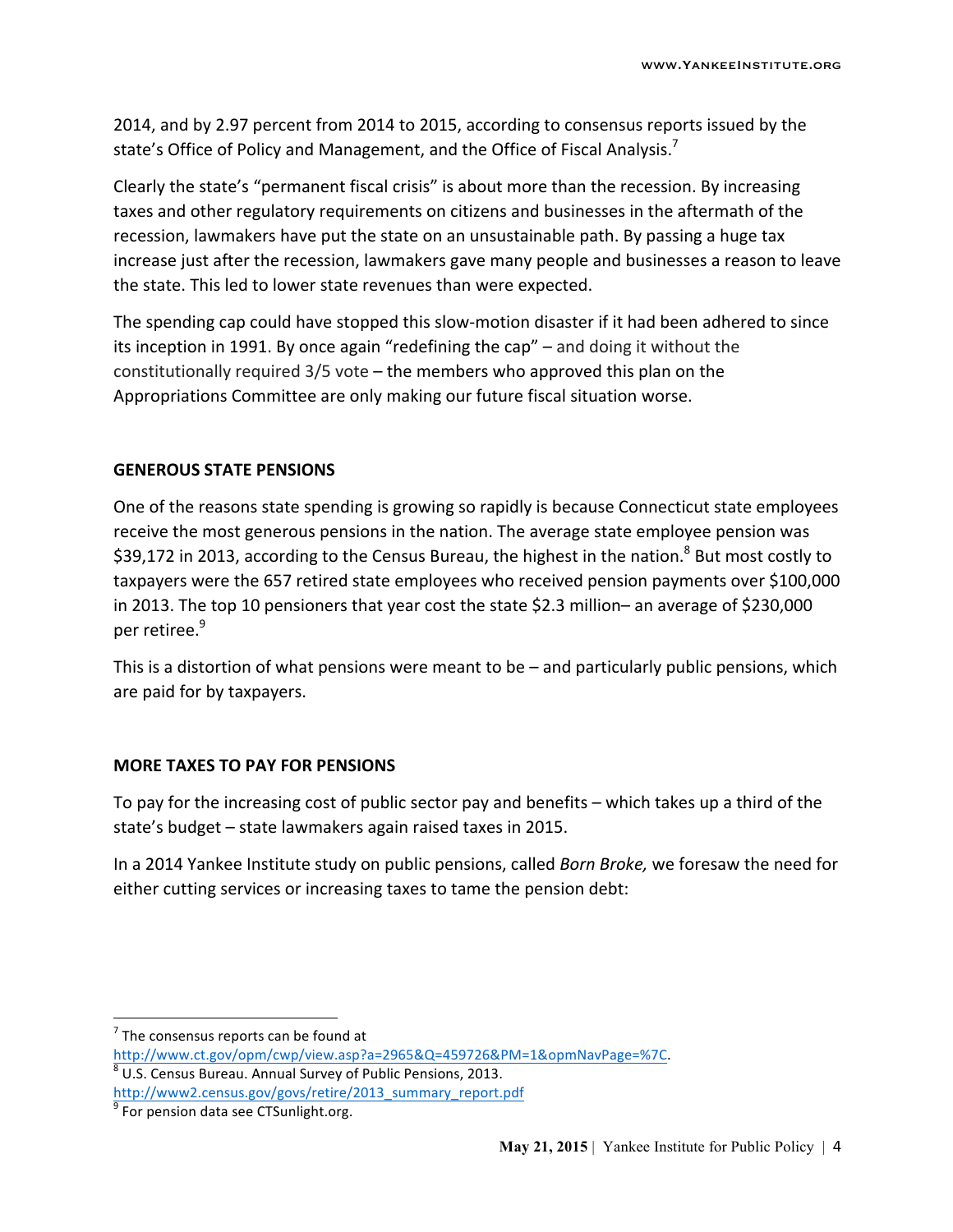2014, and by 2.97 percent from 2014 to 2015, according to consensus reports issued by the state's Office of Policy and Management, and the Office of Fiscal Analysis.[7]

Clearly the state's "permanent fiscal crisis" is about more than the recession. By increasing taxes and other regulatory requirements on citizens and businesses in the aftermath of the recession, lawmakers have put the state on an unsustainable path. By passing a huge tax increase just after the recession, lawmakers gave many people and businesses a reason to leave the state. This led to lower state revenues than were expected.

The spending cap could have stopped this slow-motion disaster if it had been adhered to since its inception in 1991. By once again "redefining the cap" – and doing it without the constitutionally required 3/5 vote – the members who approved this plan on the Appropriations Committee are only making our future fiscal situation worse.

**GENEROUS STATE PENSIONS**

One of the reasons state spending is growing so rapidly is because Connecticut state employees receive the most generous pensions in the nation. The average state employee pension was $39,172 in 2013, according to the Census Bureau, the highest in the nation.[8] But most costly to taxpayers were the 657 retired state employees who received pension payments over $100,000 in 2013. The top 10 pensioners that year cost the state $2.3 million– an average of $230,000 per retiree.[9]

This is a distortion of what pensions were meant to be – and particularly public pensions, which are paid for by taxpayers.

**MORE TAXES TO PAY FOR PENSIONS**

To pay for the increasing cost of public sector pay and benefits – which takes up a third of the state's budget – state lawmakers again raised taxes in 2015.

In a 2014 Yankee Institute study on public pensions, called *Born Broke,* we foresaw the need for either cutting services or increasing taxes to tame the pension debt:

---

[7] The consensus reports can be found at http://www.ct.gov/opm/cwp/view.asp?a=2965&Q=459726&PM=1&opmNavPage=%7C.

[8] U.S. Census Bureau. Annual Survey of Public Pensions, 2013. http://www2.census.gov/govs/retire/2013_summary_report.pdf

[9] For pension data see CTSunlight.org.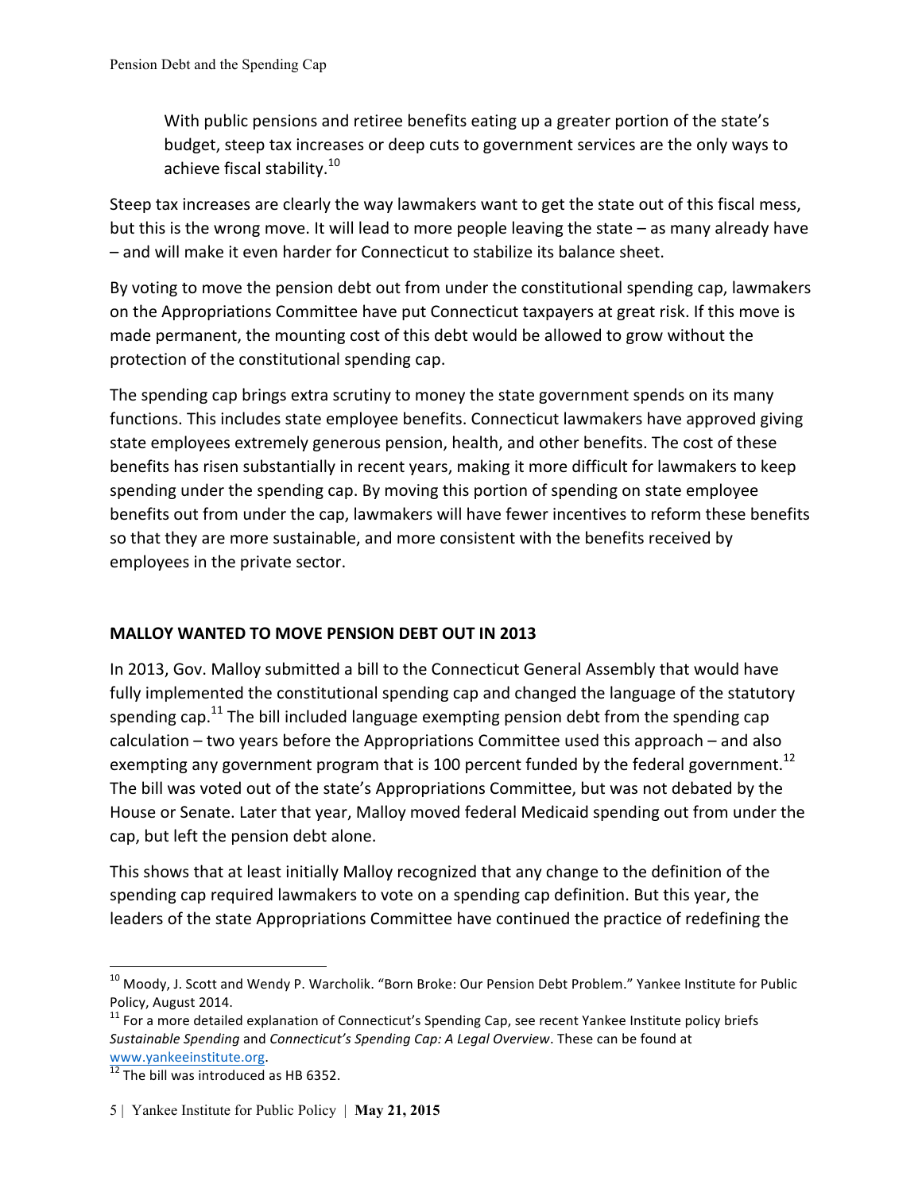> With public pensions and retiree benefits eating up a greater portion of the state's budget, steep tax increases or deep cuts to government services are the only ways to achieve fiscal stability.[10]

Steep tax increases are clearly the way lawmakers want to get the state out of this fiscal mess, but this is the wrong move. It will lead to more people leaving the state – as many already have – and will make it even harder for Connecticut to stabilize its balance sheet.

By voting to move the pension debt out from under the constitutional spending cap, lawmakers on the Appropriations Committee have put Connecticut taxpayers at great risk. If this move is made permanent, the mounting cost of this debt would be allowed to grow without the protection of the constitutional spending cap.

The spending cap brings extra scrutiny to money the state government spends on its many functions. This includes state employee benefits. Connecticut lawmakers have approved giving state employees extremely generous pension, health, and other benefits. The cost of these benefits has risen substantially in recent years, making it more difficult for lawmakers to keep spending under the spending cap. By moving this portion of spending on state employee benefits out from under the cap, lawmakers will have fewer incentives to reform these benefits so that they are more sustainable, and more consistent with the benefits received by employees in the private sector.

## MALLOY WANTED TO MOVE PENSION DEBT OUT IN 2013

In 2013, Gov. Malloy submitted a bill to the Connecticut General Assembly that would have fully implemented the constitutional spending cap and changed the language of the statutory spending cap.[11] The bill included language exempting pension debt from the spending cap calculation – two years before the Appropriations Committee used this approach – and also exempting any government program that is 100 percent funded by the federal government.[12] The bill was voted out of the state's Appropriations Committee, but was not debated by the House or Senate. Later that year, Malloy moved federal Medicaid spending out from under the cap, but left the pension debt alone.

This shows that at least initially Malloy recognized that any change to the definition of the spending cap required lawmakers to vote on a spending cap definition. But this year, the leaders of the state Appropriations Committee have continued the practice of redefining the

---

[10] Moody, J. Scott and Wendy P. Warcholik. "Born Broke: Our Pension Debt Problem." Yankee Institute for Public Policy, August 2014.

[11] For a more detailed explanation of Connecticut's Spending Cap, see recent Yankee Institute policy briefs *Sustainable Spending* and *Connecticut's Spending Cap: A Legal Overview*. These can be found at www.yankeeinstitute.org.

[12] The bill was introduced as HB 6352.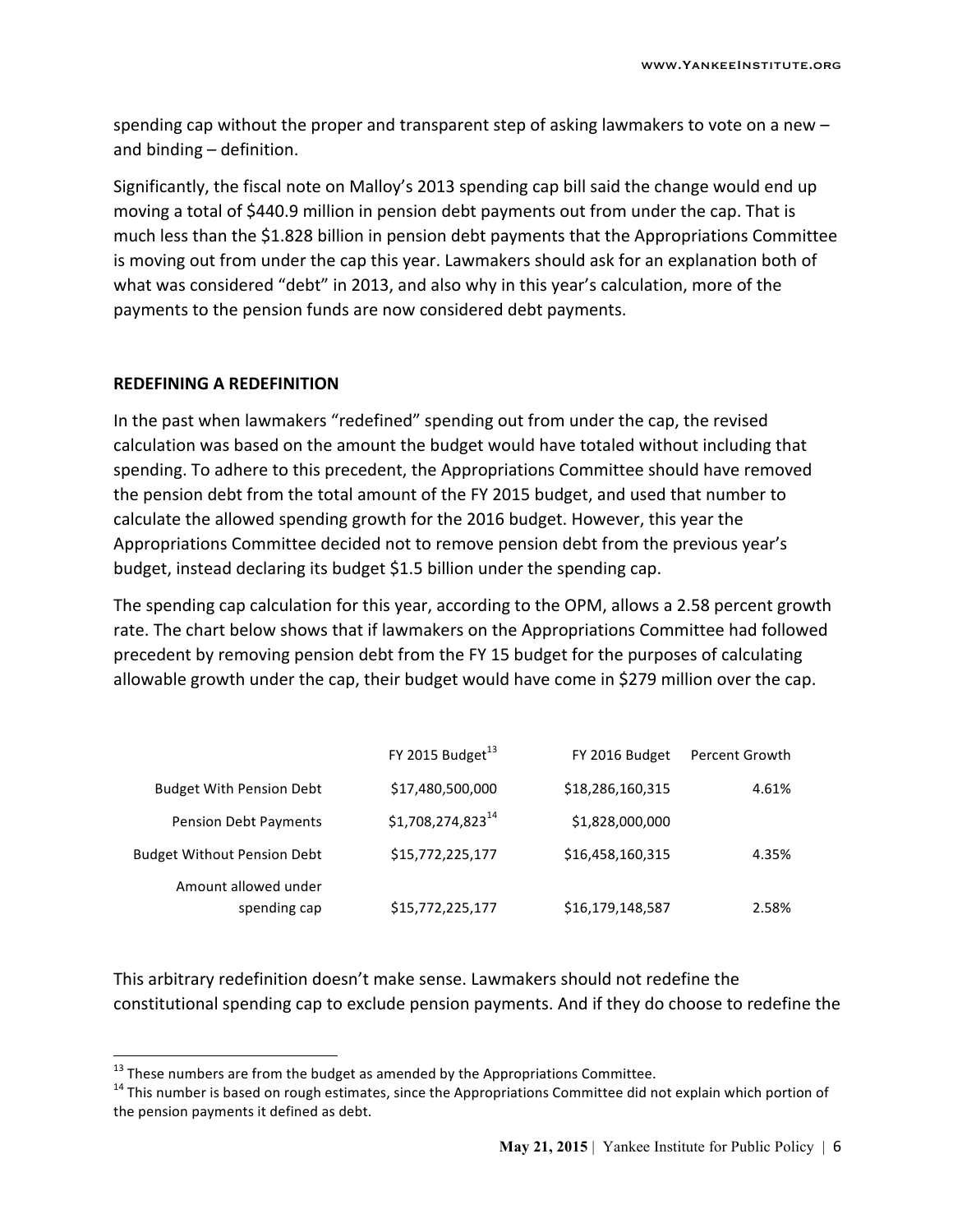spending cap without the proper and transparent step of asking lawmakers to vote on a new – and binding – definition.

Significantly, the fiscal note on Malloy's 2013 spending cap bill said the change would end up moving a total of $440.9 million in pension debt payments out from under the cap. That is much less than the $1.828 billion in pension debt payments that the Appropriations Committee is moving out from under the cap this year. Lawmakers should ask for an explanation both of what was considered "debt" in 2013, and also why in this year's calculation, more of the payments to the pension funds are now considered debt payments.

## REDEFINING A REDEFINITION

In the past when lawmakers "redefined" spending out from under the cap, the revised calculation was based on the amount the budget would have totaled without including that spending. To adhere to this precedent, the Appropriations Committee should have removed the pension debt from the total amount of the FY 2015 budget, and used that number to calculate the allowed spending growth for the 2016 budget. However, this year the Appropriations Committee decided not to remove pension debt from the previous year's budget, instead declaring its budget $1.5 billion under the spending cap.

The spending cap calculation for this year, according to the OPM, allows a 2.58 percent growth rate. The chart below shows that if lawmakers on the Appropriations Committee had followed precedent by removing pension debt from the FY 15 budget for the purposes of calculating allowable growth under the cap, their budget would have come in $279 million over the cap.

| | FY 2015 Budget[13] | FY 2016 Budget | Percent Growth |
|---|---|---|---|
| Budget With Pension Debt | $17,480,500,000 | $18,286,160,315 | 4.61% |
| Pension Debt Payments | $1,708,274,823[14] | $1,828,000,000 | |
| Budget Without Pension Debt | $15,772,225,177 | $16,458,160,315 | 4.35% |
| Amount allowed under spending cap | $15,772,225,177 | $16,179,148,587 | 2.58% |

This arbitrary redefinition doesn't make sense. Lawmakers should not redefine the constitutional spending cap to exclude pension payments. And if they do choose to redefine the

[13] These numbers are from the budget as amended by the Appropriations Committee.

[14] This number is based on rough estimates, since the Appropriations Committee did not explain which portion of the pension payments it defined as debt.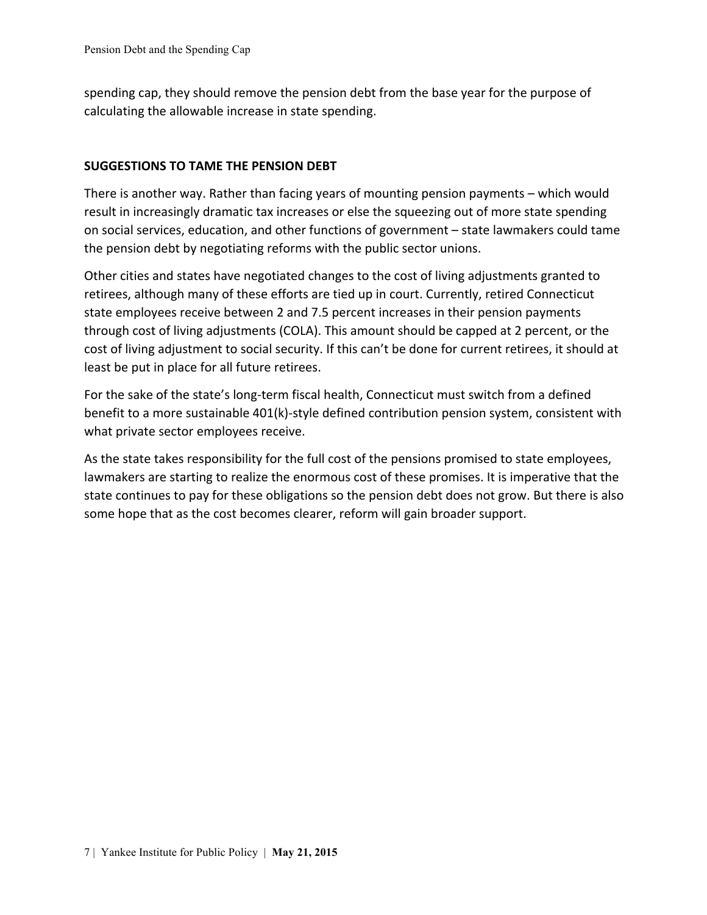spending cap, they should remove the pension debt from the base year for the purpose of calculating the allowable increase in state spending.

## SUGGESTIONS TO TAME THE PENSION DEBT

There is another way. Rather than facing years of mounting pension payments – which would result in increasingly dramatic tax increases or else the squeezing out of more state spending on social services, education, and other functions of government – state lawmakers could tame the pension debt by negotiating reforms with the public sector unions.

Other cities and states have negotiated changes to the cost of living adjustments granted to retirees, although many of these efforts are tied up in court. Currently, retired Connecticut state employees receive between 2 and 7.5 percent increases in their pension payments through cost of living adjustments (COLA). This amount should be capped at 2 percent, or the cost of living adjustment to social security. If this can't be done for current retirees, it should at least be put in place for all future retirees.

For the sake of the state's long-term fiscal health, Connecticut must switch from a defined benefit to a more sustainable 401(k)-style defined contribution pension system, consistent with what private sector employees receive.

As the state takes responsibility for the full cost of the pensions promised to state employees, lawmakers are starting to realize the enormous cost of these promises. It is imperative that the state continues to pay for these obligations so the pension debt does not grow. But there is also some hope that as the cost becomes clearer, reform will gain broader support.